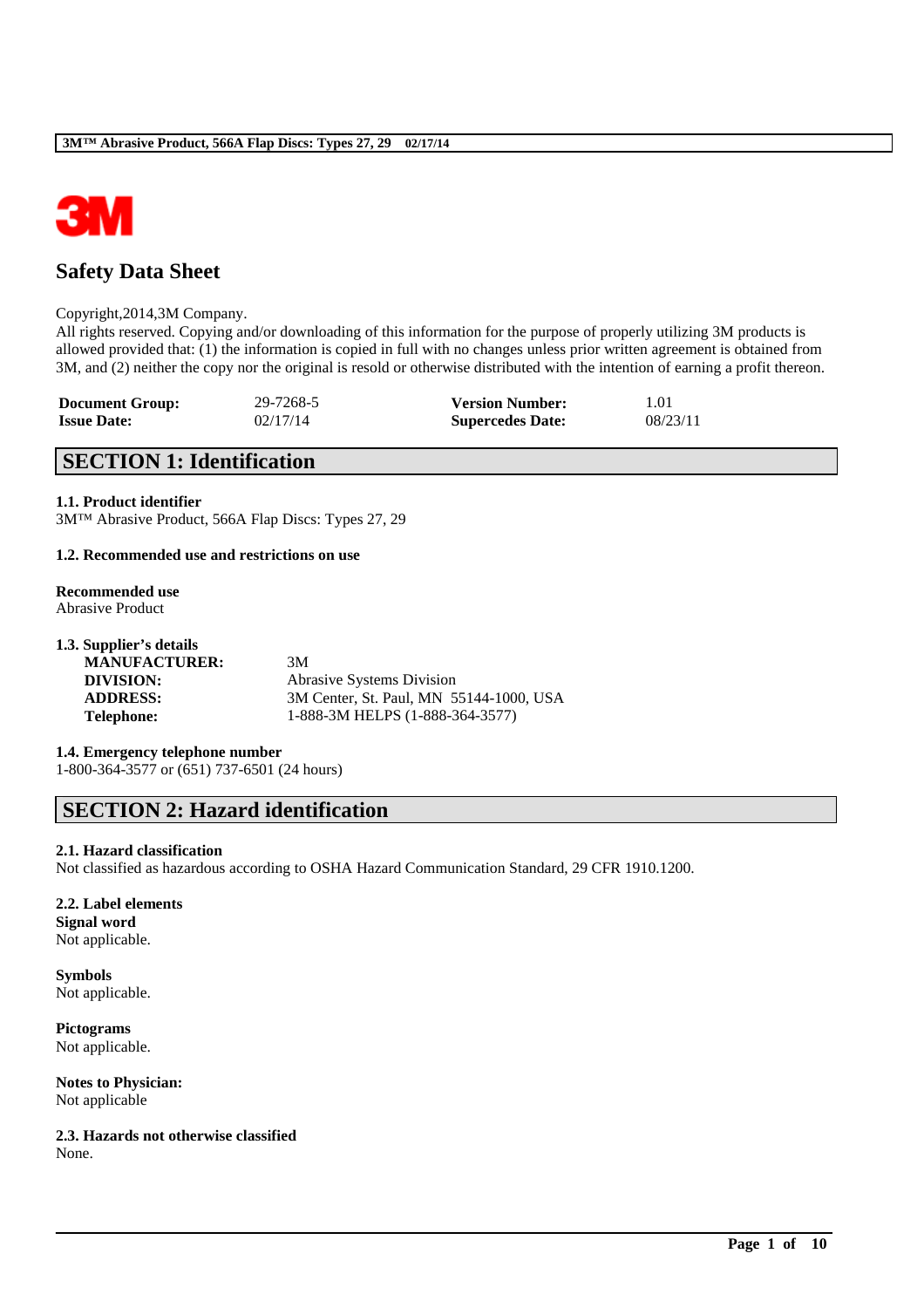# Safety Data Sheet

Copyright,2014,3M Company.
All rights reserved. Copying and/or downloading of this information for the purpose of properly utilizing 3M products is allowed provided that: (1) the information is copied in full with no changes unless prior written agreement is obtained from 3M, and (2) neither the copy nor the original is resold or otherwise distributed with the intention of earning a profit thereon.

| | | | |
|---|---|---|---|
| **Document Group:** | 29-7268-5 | **Version Number:** | 1.01 |
| **Issue Date:** | 02/17/14 | **Supercedes Date:** | 08/23/11 |

## SECTION 1: Identification

**1.1. Product identifier**
3M™ Abrasive Product, 566A Flap Discs: Types 27, 29

**1.2. Recommended use and restrictions on use**

**Recommended use**
Abrasive Product

**1.3. Supplier's details**

| | |
|---|---|
| **MANUFACTURER:** | 3M |
| **DIVISION:** | Abrasive Systems Division |
| **ADDRESS:** | 3M Center, St. Paul, MN 55144-1000, USA |
| **Telephone:** | 1-888-3M HELPS (1-888-364-3577) |

**1.4. Emergency telephone number**
1-800-364-3577 or (651) 737-6501 (24 hours)

## SECTION 2: Hazard identification

**2.1. Hazard classification**
Not classified as hazardous according to OSHA Hazard Communication Standard, 29 CFR 1910.1200.

**2.2. Label elements**
**Signal word**
Not applicable.

**Symbols**
Not applicable.

**Pictograms**
Not applicable.

**Notes to Physician:**
Not applicable

**2.3. Hazards not otherwise classified**
None.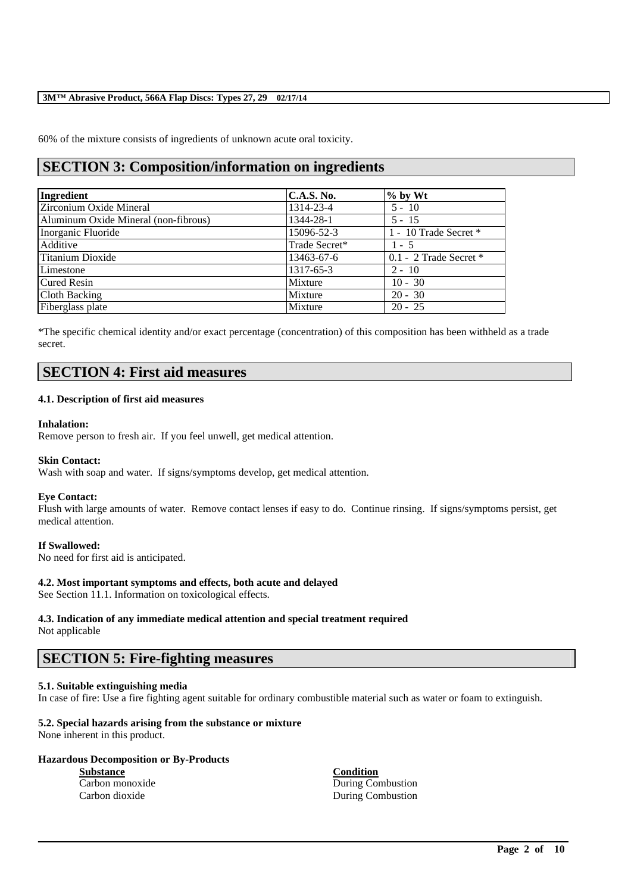60% of the mixture consists of ingredients of unknown acute oral toxicity.

## SECTION 3: Composition/information on ingredients

| Ingredient | C.A.S. No. | % by Wt |
| --- | --- | --- |
| Zirconium Oxide Mineral | 1314-23-4 | 5 - 10 |
| Aluminum Oxide Mineral (non-fibrous) | 1344-28-1 | 5 - 15 |
| Inorganic Fluoride | 15096-52-3 | 1 - 10 Trade Secret * |
| Additive | Trade Secret* | 1 - 5 |
| Titanium Dioxide | 13463-67-6 | 0.1 - 2 Trade Secret * |
| Limestone | 1317-65-3 | 2 - 10 |
| Cured Resin | Mixture | 10 - 30 |
| Cloth Backing | Mixture | 20 - 30 |
| Fiberglass plate | Mixture | 20 - 25 |

*The specific chemical identity and/or exact percentage (concentration) of this composition has been withheld as a trade secret.

## SECTION 4: First aid measures

### 4.1. Description of first aid measures

**Inhalation:**
Remove person to fresh air. If you feel unwell, get medical attention.

**Skin Contact:**
Wash with soap and water. If signs/symptoms develop, get medical attention.

**Eye Contact:**
Flush with large amounts of water. Remove contact lenses if easy to do. Continue rinsing. If signs/symptoms persist, get medical attention.

**If Swallowed:**
No need for first aid is anticipated.

### 4.2. Most important symptoms and effects, both acute and delayed

See Section 11.1. Information on toxicological effects.

### 4.3. Indication of any immediate medical attention and special treatment required

Not applicable

## SECTION 5: Fire-fighting measures

### 5.1. Suitable extinguishing media

In case of fire: Use a fire fighting agent suitable for ordinary combustible material such as water or foam to extinguish.

### 5.2. Special hazards arising from the substance or mixture

None inherent in this product.

**Hazardous Decomposition or By-Products**

| Substance | Condition |
| --- | --- |
| Carbon monoxide | During Combustion |
| Carbon dioxide | During Combustion |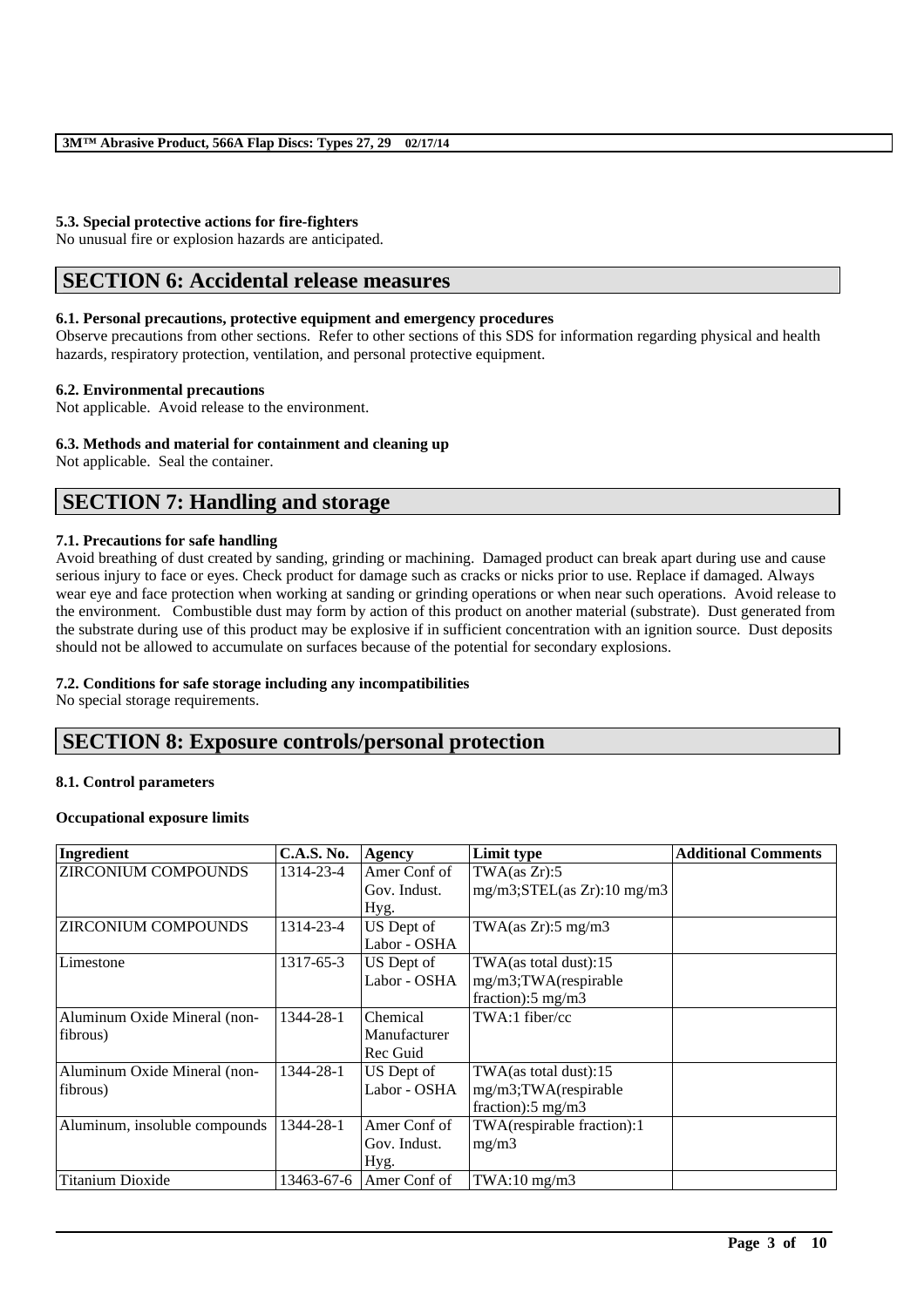### 5.3. Special protective actions for fire-fighters

No unusual fire or explosion hazards are anticipated.

## SECTION 6: Accidental release measures

### 6.1. Personal precautions, protective equipment and emergency procedures

Observe precautions from other sections. Refer to other sections of this SDS for information regarding physical and health hazards, respiratory protection, ventilation, and personal protective equipment.

### 6.2. Environmental precautions

Not applicable. Avoid release to the environment.

### 6.3. Methods and material for containment and cleaning up

Not applicable. Seal the container.

## SECTION 7: Handling and storage

### 7.1. Precautions for safe handling

Avoid breathing of dust created by sanding, grinding or machining. Damaged product can break apart during use and cause serious injury to face or eyes. Check product for damage such as cracks or nicks prior to use. Replace if damaged. Always wear eye and face protection when working at sanding or grinding operations or when near such operations. Avoid release to the environment. Combustible dust may form by action of this product on another material (substrate). Dust generated from the substrate during use of this product may be explosive if in sufficient concentration with an ignition source. Dust deposits should not be allowed to accumulate on surfaces because of the potential for secondary explosions.

### 7.2. Conditions for safe storage including any incompatibilities

No special storage requirements.

## SECTION 8: Exposure controls/personal protection

### 8.1. Control parameters

**Occupational exposure limits**

| Ingredient | C.A.S. No. | Agency | Limit type | Additional Comments |
|---|---|---|---|---|
| ZIRCONIUM COMPOUNDS | 1314-23-4 | Amer Conf of Gov. Indust. Hyg. | TWA(as Zr):5 mg/m3;STEL(as Zr):10 mg/m3 | |
| ZIRCONIUM COMPOUNDS | 1314-23-4 | US Dept of Labor - OSHA | TWA(as Zr):5 mg/m3 | |
| Limestone | 1317-65-3 | US Dept of Labor - OSHA | TWA(as total dust):15 mg/m3;TWA(respirable fraction):5 mg/m3 | |
| Aluminum Oxide Mineral (non-fibrous) | 1344-28-1 | Chemical Manufacturer Rec Guid | TWA:1 fiber/cc | |
| Aluminum Oxide Mineral (non-fibrous) | 1344-28-1 | US Dept of Labor - OSHA | TWA(as total dust):15 mg/m3;TWA(respirable fraction):5 mg/m3 | |
| Aluminum, insoluble compounds | 1344-28-1 | Amer Conf of Gov. Indust. Hyg. | TWA(respirable fraction):1 mg/m3 | |
| Titanium Dioxide | 13463-67-6 | Amer Conf of | TWA:10 mg/m3 | |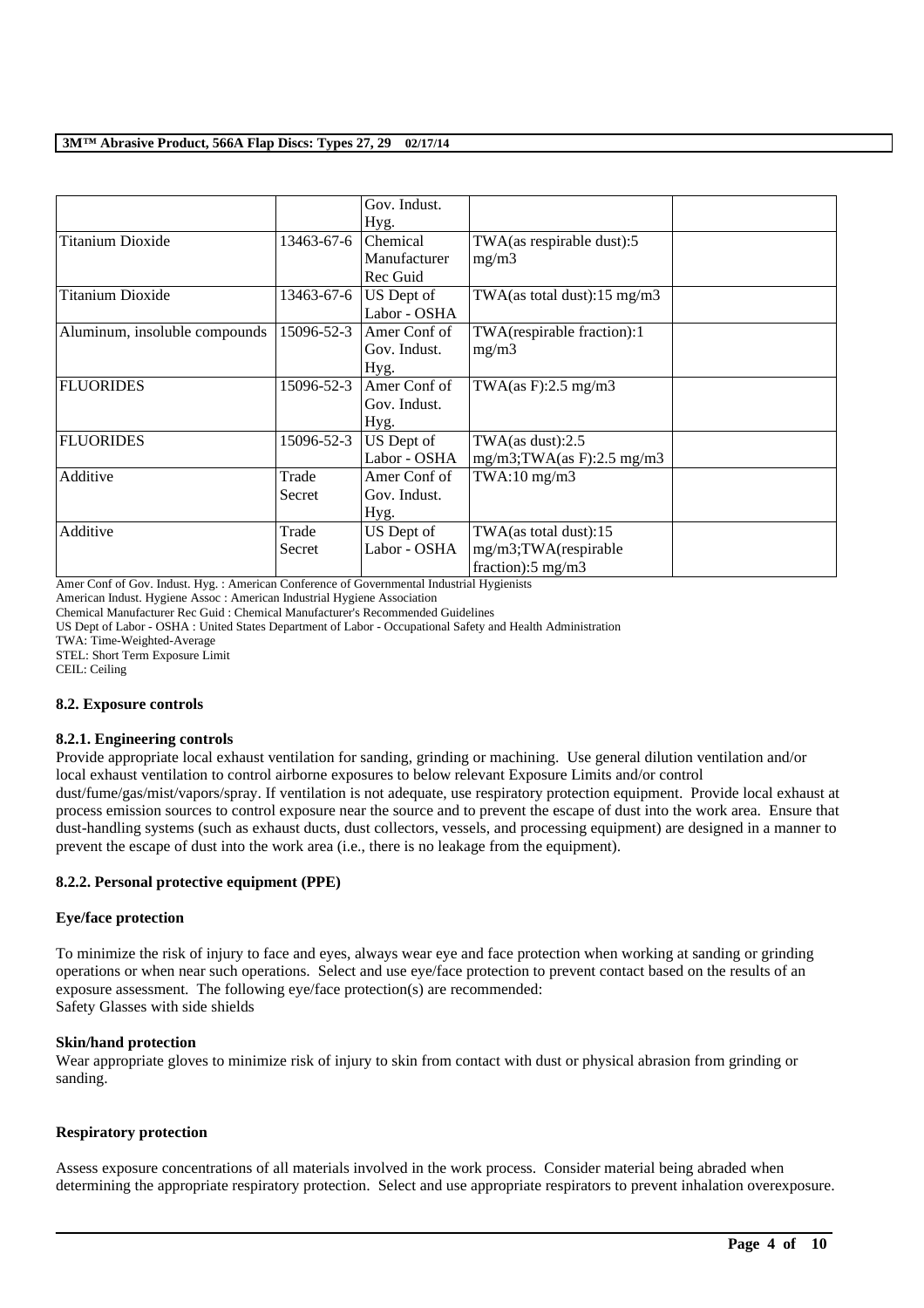| | | Gov. Indust. Hyg. | | |
|---|---|---|---|---|
| Titanium Dioxide | 13463-67-6 | Chemical Manufacturer Rec Guid | TWA(as respirable dust):5 mg/m3 | |
| Titanium Dioxide | 13463-67-6 | US Dept of Labor - OSHA | TWA(as total dust):15 mg/m3 | |
| Aluminum, insoluble compounds | 15096-52-3 | Amer Conf of Gov. Indust. Hyg. | TWA(respirable fraction):1 mg/m3 | |
| FLUORIDES | 15096-52-3 | Amer Conf of Gov. Indust. Hyg. | TWA(as F):2.5 mg/m3 | |
| FLUORIDES | 15096-52-3 | US Dept of Labor - OSHA | TWA(as dust):2.5 mg/m3;TWA(as F):2.5 mg/m3 | |
| Additive | Trade Secret | Amer Conf of Gov. Indust. Hyg. | TWA:10 mg/m3 | |
| Additive | Trade Secret | US Dept of Labor - OSHA | TWA(as total dust):15 mg/m3;TWA(respirable fraction):5 mg/m3 | |

Amer Conf of Gov. Indust. Hyg. : American Conference of Governmental Industrial Hygienists
American Indust. Hygiene Assoc : American Industrial Hygiene Association
Chemical Manufacturer Rec Guid : Chemical Manufacturer's Recommended Guidelines
US Dept of Labor - OSHA : United States Department of Labor - Occupational Safety and Health Administration
TWA: Time-Weighted-Average
STEL: Short Term Exposure Limit
CEIL: Ceiling

### 8.2. Exposure controls

#### 8.2.1. Engineering controls

Provide appropriate local exhaust ventilation for sanding, grinding or machining. Use general dilution ventilation and/or local exhaust ventilation to control airborne exposures to below relevant Exposure Limits and/or control dust/fume/gas/mist/vapors/spray. If ventilation is not adequate, use respiratory protection equipment. Provide local exhaust at process emission sources to control exposure near the source and to prevent the escape of dust into the work area. Ensure that dust-handling systems (such as exhaust ducts, dust collectors, vessels, and processing equipment) are designed in a manner to prevent the escape of dust into the work area (i.e., there is no leakage from the equipment).

#### 8.2.2. Personal protective equipment (PPE)

**Eye/face protection**

To minimize the risk of injury to face and eyes, always wear eye and face protection when working at sanding or grinding operations or when near such operations. Select and use eye/face protection to prevent contact based on the results of an exposure assessment. The following eye/face protection(s) are recommended:
Safety Glasses with side shields

**Skin/hand protection**

Wear appropriate gloves to minimize risk of injury to skin from contact with dust or physical abrasion from grinding or sanding.

**Respiratory protection**

Assess exposure concentrations of all materials involved in the work process. Consider material being abraded when determining the appropriate respiratory protection. Select and use appropriate respirators to prevent inhalation overexposure.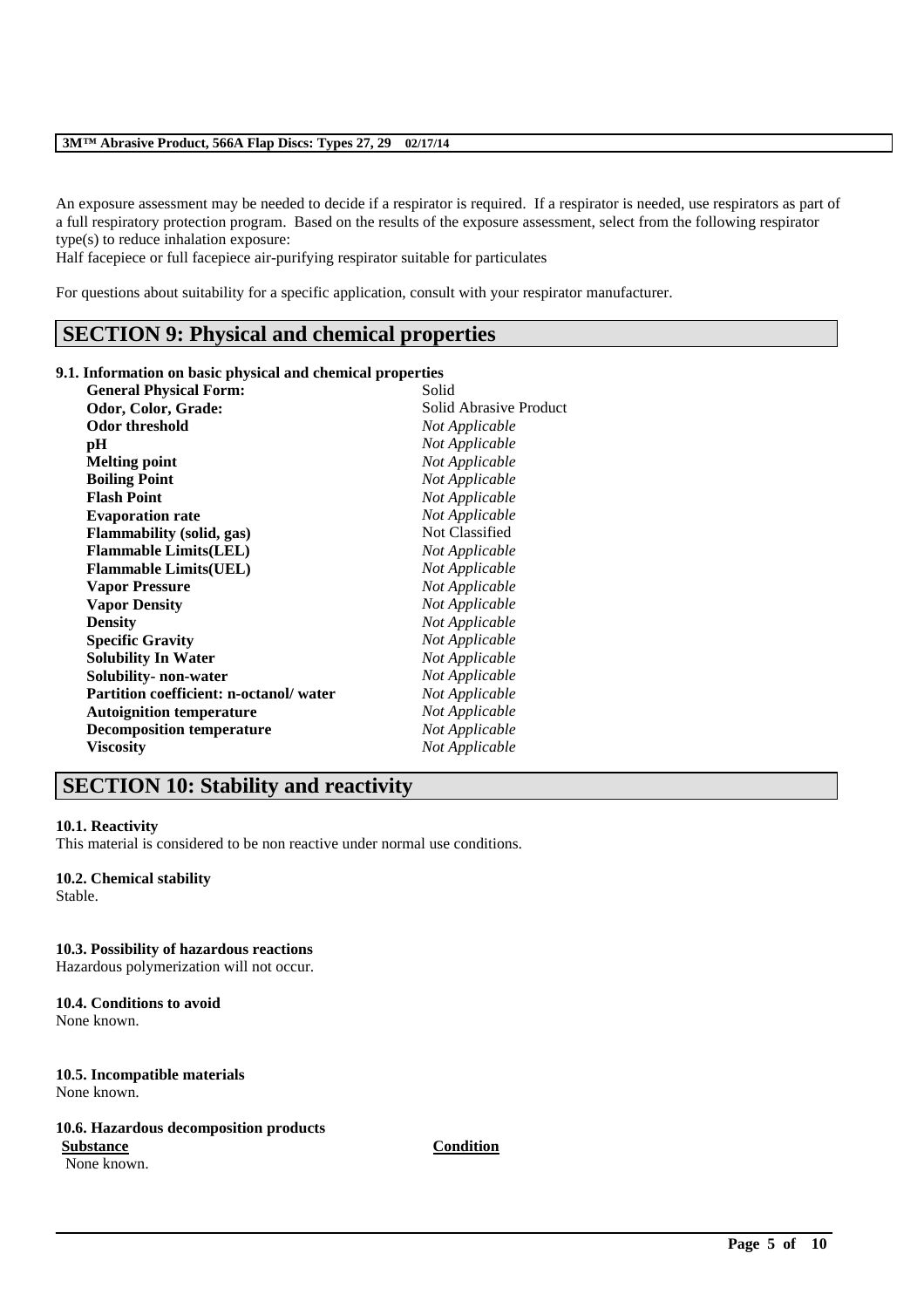An exposure assessment may be needed to decide if a respirator is required. If a respirator is needed, use respirators as part of a full respiratory protection program. Based on the results of the exposure assessment, select from the following respirator type(s) to reduce inhalation exposure:
Half facepiece or full facepiece air-purifying respirator suitable for particulates

For questions about suitability for a specific application, consult with your respirator manufacturer.

## SECTION 9: Physical and chemical properties

### 9.1. Information on basic physical and chemical properties

| | |
|---|---|
| **General Physical Form:** | Solid |
| **Odor, Color, Grade:** | Solid Abrasive Product |
| **Odor threshold** | *Not Applicable* |
| **pH** | *Not Applicable* |
| **Melting point** | *Not Applicable* |
| **Boiling Point** | *Not Applicable* |
| **Flash Point** | *Not Applicable* |
| **Evaporation rate** | *Not Applicable* |
| **Flammability (solid, gas)** | Not Classified |
| **Flammable Limits(LEL)** | *Not Applicable* |
| **Flammable Limits(UEL)** | *Not Applicable* |
| **Vapor Pressure** | *Not Applicable* |
| **Vapor Density** | *Not Applicable* |
| **Density** | *Not Applicable* |
| **Specific Gravity** | *Not Applicable* |
| **Solubility In Water** | *Not Applicable* |
| **Solubility- non-water** | *Not Applicable* |
| **Partition coefficient: n-octanol/ water** | *Not Applicable* |
| **Autoignition temperature** | *Not Applicable* |
| **Decomposition temperature** | *Not Applicable* |
| **Viscosity** | *Not Applicable* |

## SECTION 10: Stability and reactivity

### 10.1. Reactivity
This material is considered to be non reactive under normal use conditions.

### 10.2. Chemical stability
Stable.

### 10.3. Possibility of hazardous reactions
Hazardous polymerization will not occur.

### 10.4. Conditions to avoid
None known.

### 10.5. Incompatible materials
None known.

### 10.6. Hazardous decomposition products

| Substance | Condition |
|---|---|
| None known. | |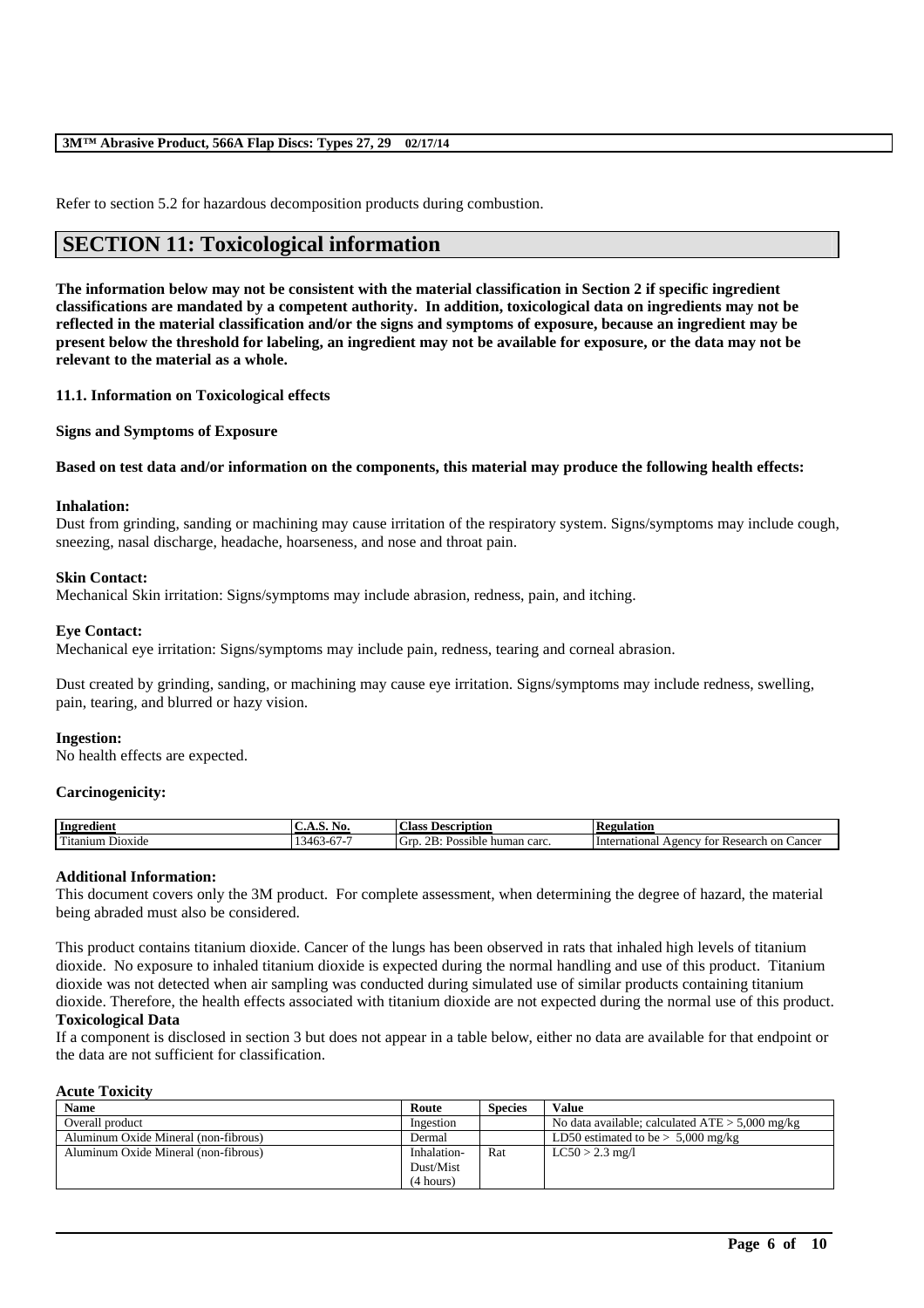Refer to section 5.2 for hazardous decomposition products during combustion.

## SECTION 11: Toxicological information

**The information below may not be consistent with the material classification in Section 2 if specific ingredient classifications are mandated by a competent authority. In addition, toxicological data on ingredients may not be reflected in the material classification and/or the signs and symptoms of exposure, because an ingredient may be present below the threshold for labeling, an ingredient may not be available for exposure, or the data may not be relevant to the material as a whole.**

### 11.1. Information on Toxicological effects

**Signs and Symptoms of Exposure**

**Based on test data and/or information on the components, this material may produce the following health effects:**

**Inhalation:**
Dust from grinding, sanding or machining may cause irritation of the respiratory system. Signs/symptoms may include cough, sneezing, nasal discharge, headache, hoarseness, and nose and throat pain.

**Skin Contact:**
Mechanical Skin irritation: Signs/symptoms may include abrasion, redness, pain, and itching.

**Eye Contact:**
Mechanical eye irritation: Signs/symptoms may include pain, redness, tearing and corneal abrasion.

Dust created by grinding, sanding, or machining may cause eye irritation. Signs/symptoms may include redness, swelling, pain, tearing, and blurred or hazy vision.

**Ingestion:**
No health effects are expected.

**Carcinogenicity:**

| Ingredient | C.A.S. No. | Class Description | Regulation |
|---|---|---|---|
| Titanium Dioxide | 13463-67-7 | Grp. 2B: Possible human carc. | International Agency for Research on Cancer |

**Additional Information:**
This document covers only the 3M product. For complete assessment, when determining the degree of hazard, the material being abraded must also be considered.

This product contains titanium dioxide. Cancer of the lungs has been observed in rats that inhaled high levels of titanium dioxide. No exposure to inhaled titanium dioxide is expected during the normal handling and use of this product. Titanium dioxide was not detected when air sampling was conducted during simulated use of similar products containing titanium dioxide. Therefore, the health effects associated with titanium dioxide are not expected during the normal use of this product.

**Toxicological Data**
If a component is disclosed in section 3 but does not appear in a table below, either no data are available for that endpoint or the data are not sufficient for classification.

**Acute Toxicity**

| Name | Route | Species | Value |
|---|---|---|---|
| Overall product | Ingestion | | No data available; calculated ATE > 5,000 mg/kg |
| Aluminum Oxide Mineral (non-fibrous) | Dermal | | LD50 estimated to be > 5,000 mg/kg |
| Aluminum Oxide Mineral (non-fibrous) | Inhalation-Dust/Mist (4 hours) | Rat | LC50 > 2.3 mg/l |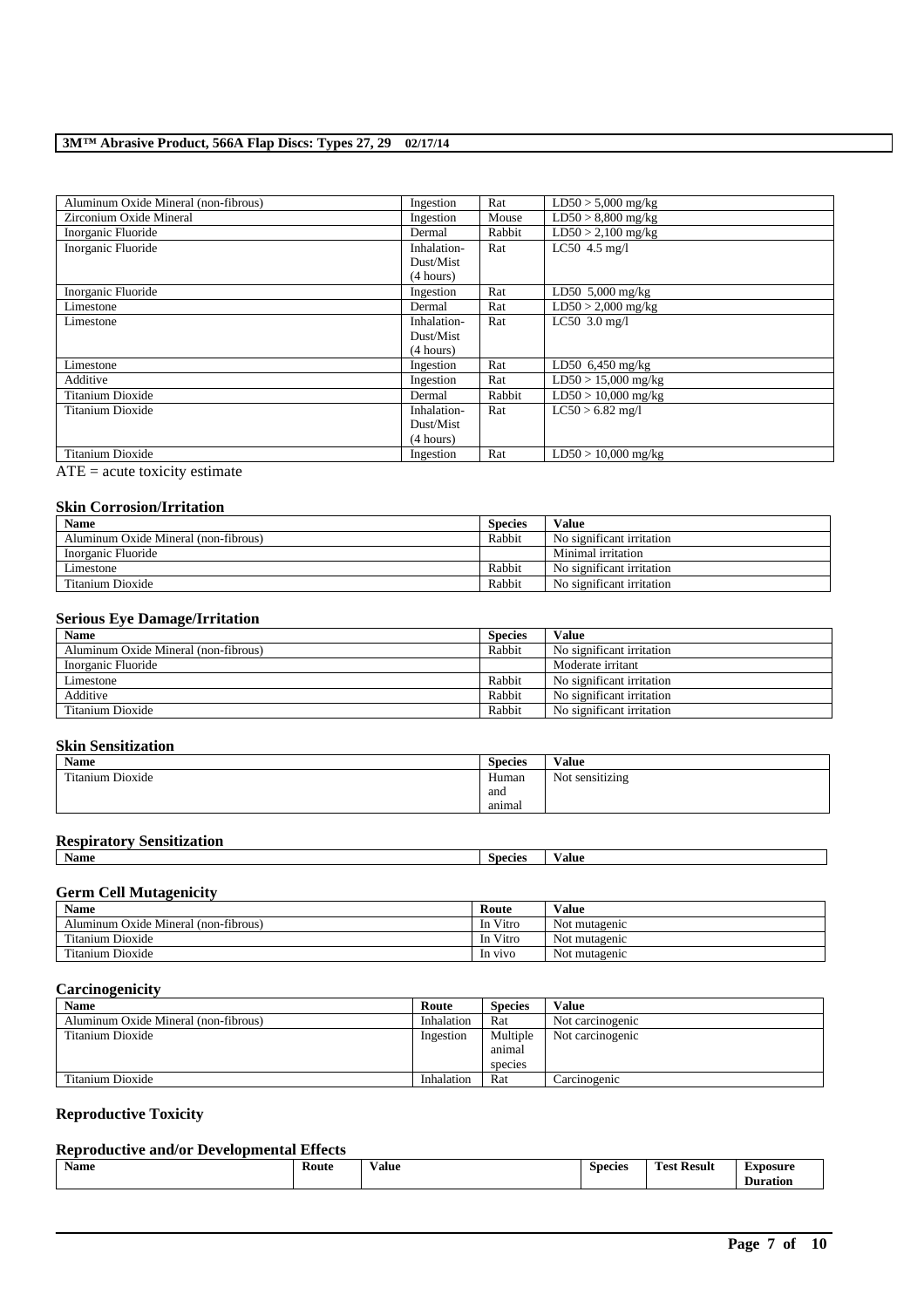| | | | |
|---|---|---|---|
| Aluminum Oxide Mineral (non-fibrous) | Ingestion | Rat | LD50 > 5,000 mg/kg |
| Zirconium Oxide Mineral | Ingestion | Mouse | LD50 > 8,800 mg/kg |
| Inorganic Fluoride | Dermal | Rabbit | LD50 > 2,100 mg/kg |
| Inorganic Fluoride | Inhalation-Dust/Mist (4 hours) | Rat | LC50 4.5 mg/l |
| Inorganic Fluoride | Ingestion | Rat | LD50 5,000 mg/kg |
| Limestone | Dermal | Rat | LD50 > 2,000 mg/kg |
| Limestone | Inhalation-Dust/Mist (4 hours) | Rat | LC50 3.0 mg/l |
| Limestone | Ingestion | Rat | LD50 6,450 mg/kg |
| Additive | Ingestion | Rat | LD50 > 15,000 mg/kg |
| Titanium Dioxide | Dermal | Rabbit | LD50 > 10,000 mg/kg |
| Titanium Dioxide | Inhalation-Dust/Mist (4 hours) | Rat | LC50 > 6.82 mg/l |
| Titanium Dioxide | Ingestion | Rat | LD50 > 10,000 mg/kg |

ATE = acute toxicity estimate

### Skin Corrosion/Irritation

| Name | Species | Value |
|---|---|---|
| Aluminum Oxide Mineral (non-fibrous) | Rabbit | No significant irritation |
| Inorganic Fluoride | | Minimal irritation |
| Limestone | Rabbit | No significant irritation |
| Titanium Dioxide | Rabbit | No significant irritation |

### Serious Eye Damage/Irritation

| Name | Species | Value |
|---|---|---|
| Aluminum Oxide Mineral (non-fibrous) | Rabbit | No significant irritation |
| Inorganic Fluoride | | Moderate irritant |
| Limestone | Rabbit | No significant irritation |
| Additive | Rabbit | No significant irritation |
| Titanium Dioxide | Rabbit | No significant irritation |

### Skin Sensitization

| Name | Species | Value |
|---|---|---|
| Titanium Dioxide | Human and animal | Not sensitizing |

### Respiratory Sensitization

| Name | Species | Value |
|---|---|---|

### Germ Cell Mutagenicity

| Name | Route | Value |
|---|---|---|
| Aluminum Oxide Mineral (non-fibrous) | In Vitro | Not mutagenic |
| Titanium Dioxide | In Vitro | Not mutagenic |
| Titanium Dioxide | In vivo | Not mutagenic |

### Carcinogenicity

| Name | Route | Species | Value |
|---|---|---|---|
| Aluminum Oxide Mineral (non-fibrous) | Inhalation | Rat | Not carcinogenic |
| Titanium Dioxide | Ingestion | Multiple animal species | Not carcinogenic |
| Titanium Dioxide | Inhalation | Rat | Carcinogenic |

### Reproductive Toxicity

### Reproductive and/or Developmental Effects

| Name | Route | Value | Species | Test Result | Exposure Duration |
|---|---|---|---|---|---|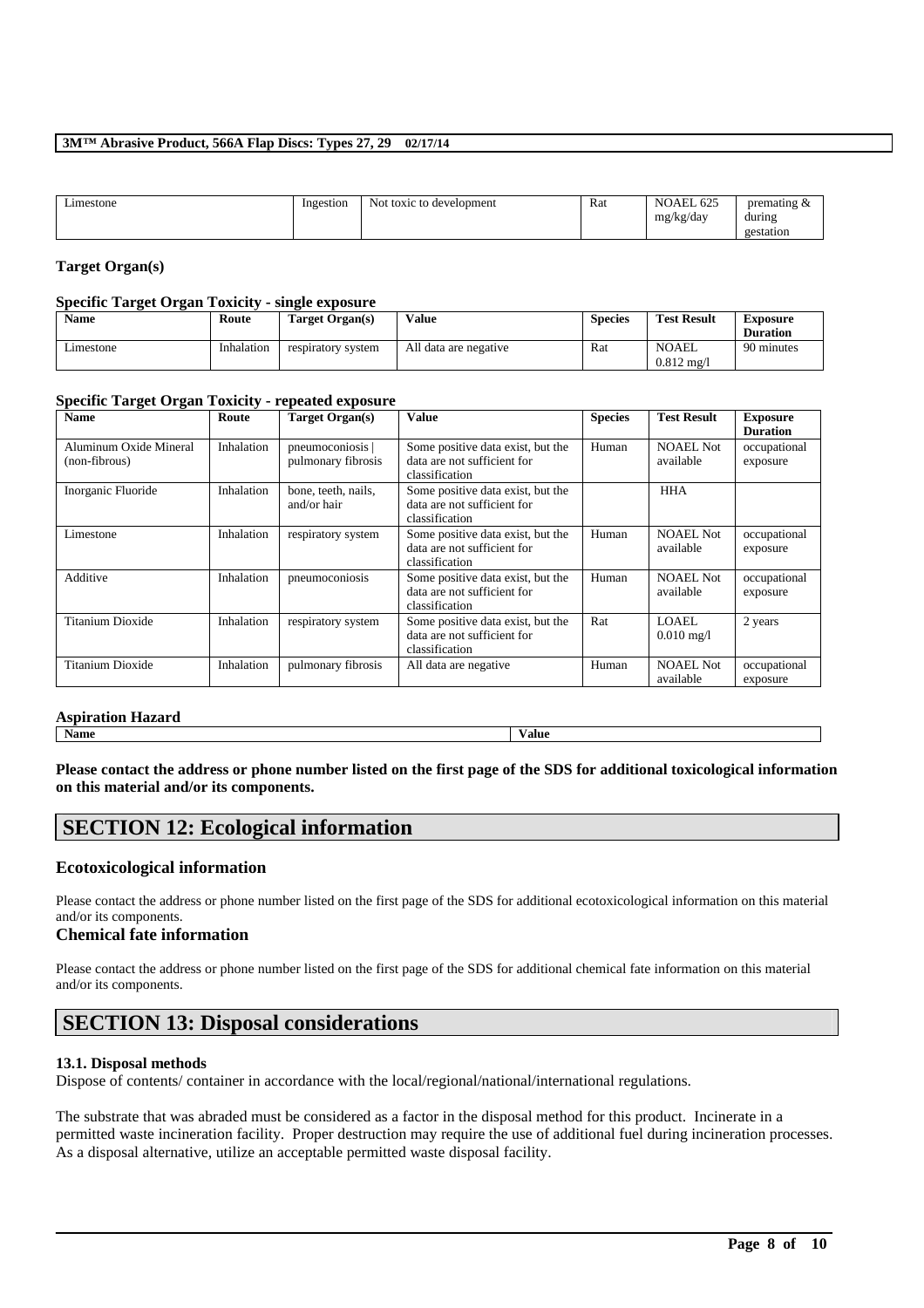| Limestone | Ingestion | Not toxic to development | Rat | NOAEL 625 mg/kg/day | premating & during gestation |
|---|---|---|---|---|---|

**Target Organ(s)**

**Specific Target Organ Toxicity - single exposure**

| Name | Route | Target Organ(s) | Value | Species | Test Result | Exposure Duration |
|---|---|---|---|---|---|---|
| Limestone | Inhalation | respiratory system | All data are negative | Rat | NOAEL 0.812 mg/l | 90 minutes |

**Specific Target Organ Toxicity - repeated exposure**

| Name | Route | Target Organ(s) | Value | Species | Test Result | Exposure Duration |
|---|---|---|---|---|---|---|
| Aluminum Oxide Mineral (non-fibrous) | Inhalation | pneumoconiosis \| pulmonary fibrosis | Some positive data exist, but the data are not sufficient for classification | Human | NOAEL Not available | occupational exposure |
| Inorganic Fluoride | Inhalation | bone, teeth, nails, and/or hair | Some positive data exist, but the data are not sufficient for classification | | HHA | |
| Limestone | Inhalation | respiratory system | Some positive data exist, but the data are not sufficient for classification | Human | NOAEL Not available | occupational exposure |
| Additive | Inhalation | pneumoconiosis | Some positive data exist, but the data are not sufficient for classification | Human | NOAEL Not available | occupational exposure |
| Titanium Dioxide | Inhalation | respiratory system | Some positive data exist, but the data are not sufficient for classification | Rat | LOAEL 0.010 mg/l | 2 years |
| Titanium Dioxide | Inhalation | pulmonary fibrosis | All data are negative | Human | NOAEL Not available | occupational exposure |

**Aspiration Hazard**

| Name | Value |
|---|---|

**Please contact the address or phone number listed on the first page of the SDS for additional toxicological information on this material and/or its components.**

# SECTION 12: Ecological information

## Ecotoxicological information

Please contact the address or phone number listed on the first page of the SDS for additional ecotoxicological information on this material and/or its components.

## Chemical fate information

Please contact the address or phone number listed on the first page of the SDS for additional chemical fate information on this material and/or its components.

# SECTION 13: Disposal considerations

**13.1. Disposal methods**

Dispose of contents/ container in accordance with the local/regional/national/international regulations.

The substrate that was abraded must be considered as a factor in the disposal method for this product. Incinerate in a permitted waste incineration facility. Proper destruction may require the use of additional fuel during incineration processes. As a disposal alternative, utilize an acceptable permitted waste disposal facility.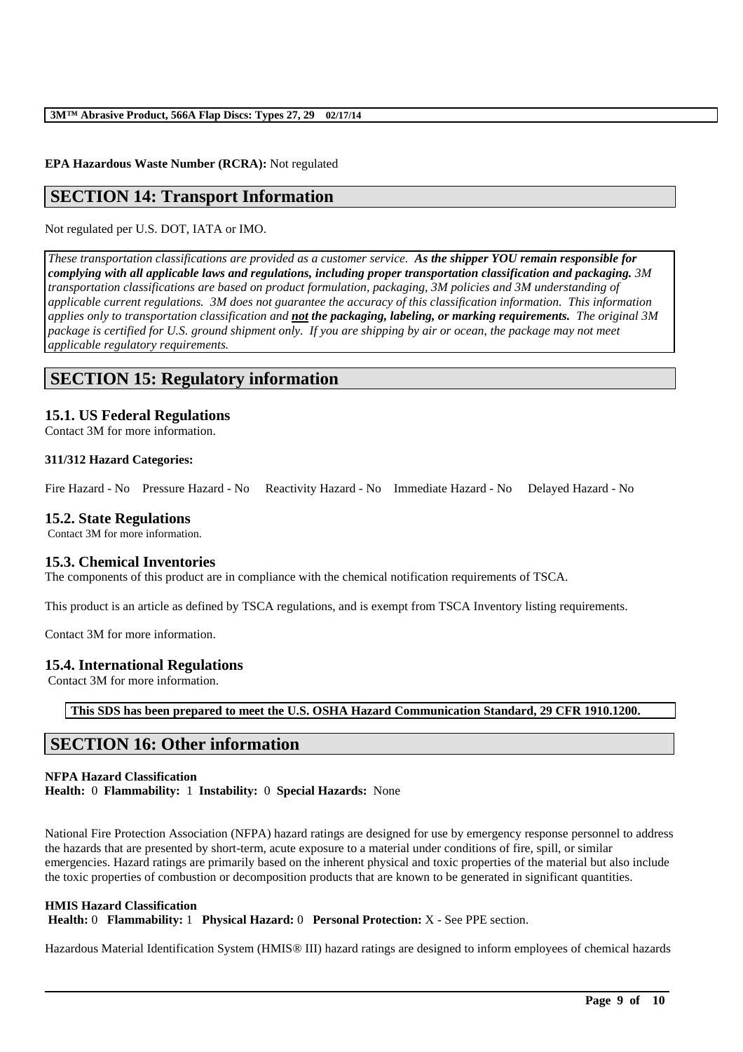**EPA Hazardous Waste Number (RCRA):** Not regulated

## SECTION 14: Transport Information

Not regulated per U.S. DOT, IATA or IMO.

*These transportation classifications are provided as a customer service. **As the shipper YOU remain responsible for complying with all applicable laws and regulations, including proper transportation classification and packaging.** 3M transportation classifications are based on product formulation, packaging, 3M policies and 3M understanding of applicable current regulations. 3M does not guarantee the accuracy of this classification information. This information applies only to transportation classification and **not the packaging, labeling, or marking requirements.** The original 3M package is certified for U.S. ground shipment only. If you are shipping by air or ocean, the package may not meet applicable regulatory requirements.*

## SECTION 15: Regulatory information

### 15.1. US Federal Regulations

Contact 3M for more information.

**311/312 Hazard Categories:**

Fire Hazard - No Pressure Hazard - No Reactivity Hazard - No Immediate Hazard - No Delayed Hazard - No

### 15.2. State Regulations

Contact 3M for more information.

### 15.3. Chemical Inventories

The components of this product are in compliance with the chemical notification requirements of TSCA.

This product is an article as defined by TSCA regulations, and is exempt from TSCA Inventory listing requirements.

Contact 3M for more information.

### 15.4. International Regulations

Contact 3M for more information.

**This SDS has been prepared to meet the U.S. OSHA Hazard Communication Standard, 29 CFR 1910.1200.**

## SECTION 16: Other information

**NFPA Hazard Classification**
**Health:** 0 **Flammability:** 1 **Instability:** 0 **Special Hazards:** None

National Fire Protection Association (NFPA) hazard ratings are designed for use by emergency response personnel to address the hazards that are presented by short-term, acute exposure to a material under conditions of fire, spill, or similar emergencies. Hazard ratings are primarily based on the inherent physical and toxic properties of the material but also include the toxic properties of combustion or decomposition products that are known to be generated in significant quantities.

**HMIS Hazard Classification**
**Health:** 0 **Flammability:** 1 **Physical Hazard:** 0 **Personal Protection:** X - See PPE section.

Hazardous Material Identification System (HMIS® III) hazard ratings are designed to inform employees of chemical hazards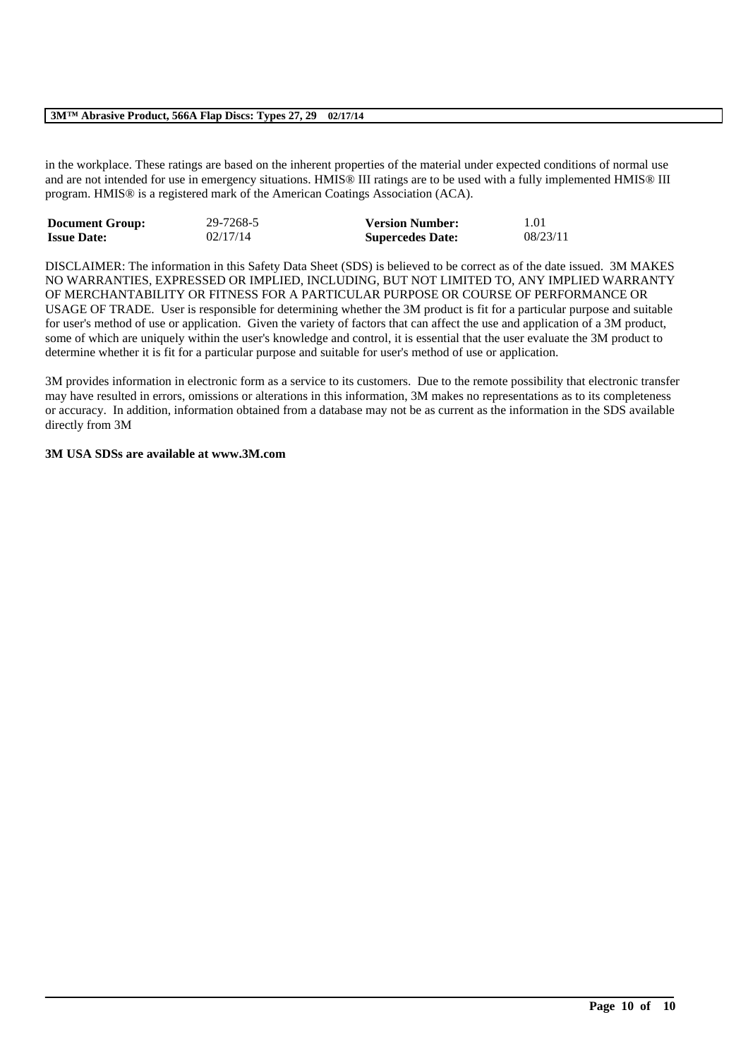in the workplace. These ratings are based on the inherent properties of the material under expected conditions of normal use and are not intended for use in emergency situations. HMIS® III ratings are to be used with a fully implemented HMIS® III program. HMIS® is a registered mark of the American Coatings Association (ACA).

| | | | |
|---|---|---|---|
| **Document Group:** | 29-7268-5 | **Version Number:** | 1.01 |
| **Issue Date:** | 02/17/14 | **Supercedes Date:** | 08/23/11 |

DISCLAIMER: The information in this Safety Data Sheet (SDS) is believed to be correct as of the date issued. 3M MAKES NO WARRANTIES, EXPRESSED OR IMPLIED, INCLUDING, BUT NOT LIMITED TO, ANY IMPLIED WARRANTY OF MERCHANTABILITY OR FITNESS FOR A PARTICULAR PURPOSE OR COURSE OF PERFORMANCE OR USAGE OF TRADE. User is responsible for determining whether the 3M product is fit for a particular purpose and suitable for user's method of use or application. Given the variety of factors that can affect the use and application of a 3M product, some of which are uniquely within the user's knowledge and control, it is essential that the user evaluate the 3M product to determine whether it is fit for a particular purpose and suitable for user's method of use or application.

3M provides information in electronic form as a service to its customers. Due to the remote possibility that electronic transfer may have resulted in errors, omissions or alterations in this information, 3M makes no representations as to its completeness or accuracy. In addition, information obtained from a database may not be as current as the information in the SDS available directly from 3M

**3M USA SDSs are available at www.3M.com**